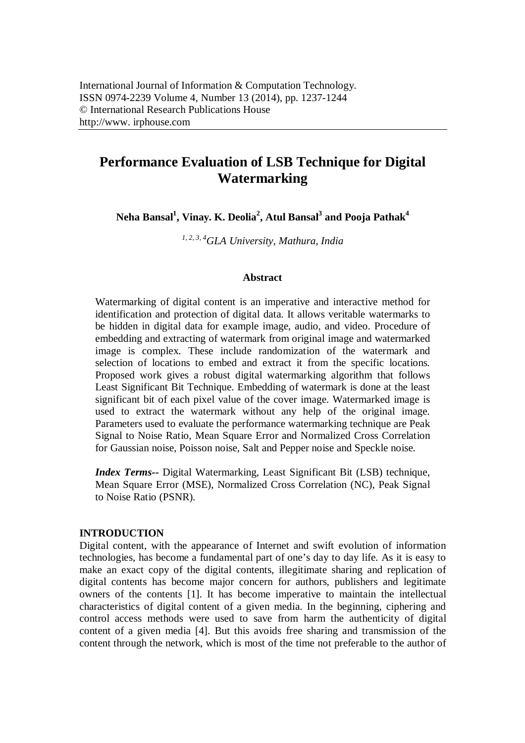International Journal of Information & Computation Technology.
ISSN 0974-2239 Volume 4, Number 13 (2014), pp. 1237-1244
© International Research Publications House
http://www. irphouse.com

# Performance Evaluation of LSB Technique for Digital Watermarking

**Neha Bansal[1], Vinay. K. Deolia[2], Atul Bansal[3] and Pooja Pathak[4]**

*[1, 2, 3, 4]GLA University, Mathura, India*

### Abstract

Watermarking of digital content is an imperative and interactive method for identification and protection of digital data. It allows veritable watermarks to be hidden in digital data for example image, audio, and video. Procedure of embedding and extracting of watermark from original image and watermarked image is complex. These include randomization of the watermark and selection of locations to embed and extract it from the specific locations. Proposed work gives a robust digital watermarking algorithm that follows Least Significant Bit Technique. Embedding of watermark is done at the least significant bit of each pixel value of the cover image. Watermarked image is used to extract the watermark without any help of the original image. Parameters used to evaluate the performance watermarking technique are Peak Signal to Noise Ratio, Mean Square Error and Normalized Cross Correlation for Gaussian noise, Poisson noise, Salt and Pepper noise and Speckle noise.

***Index Terms--*** Digital Watermarking, Least Significant Bit (LSB) technique, Mean Square Error (MSE), Normalized Cross Correlation (NC), Peak Signal to Noise Ratio (PSNR).

## INTRODUCTION

Digital content, with the appearance of Internet and swift evolution of information technologies, has become a fundamental part of one's day to day life. As it is easy to make an exact copy of the digital contents, illegitimate sharing and replication of digital contents has become major concern for authors, publishers and legitimate owners of the contents [1]. It has become imperative to maintain the intellectual characteristics of digital content of a given media. In the beginning, ciphering and control access methods were used to save from harm the authenticity of digital content of a given media [4]. But this avoids free sharing and transmission of the content through the network, which is most of the time not preferable to the author of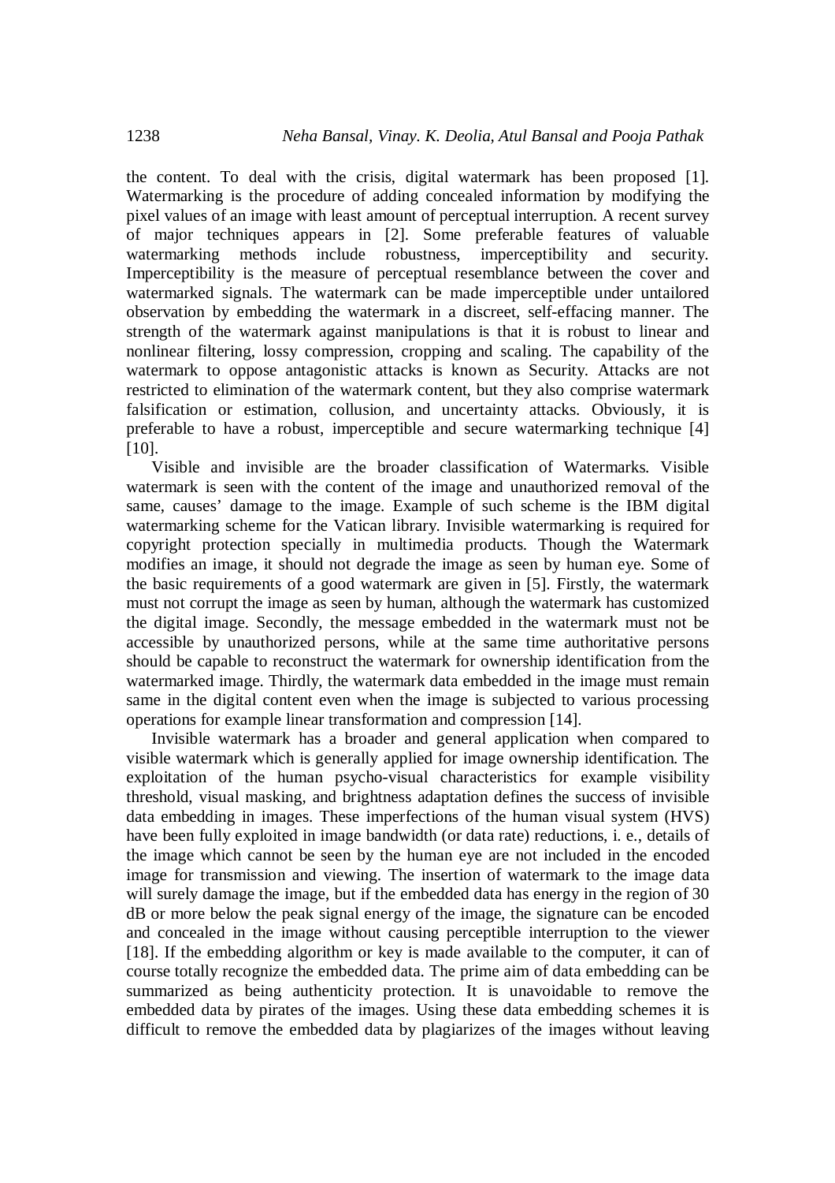the content. To deal with the crisis, digital watermark has been proposed [1]. Watermarking is the procedure of adding concealed information by modifying the pixel values of an image with least amount of perceptual interruption. A recent survey of major techniques appears in [2]. Some preferable features of valuable watermarking methods include robustness, imperceptibility and security. Imperceptibility is the measure of perceptual resemblance between the cover and watermarked signals. The watermark can be made imperceptible under untailored observation by embedding the watermark in a discreet, self-effacing manner. The strength of the watermark against manipulations is that it is robust to linear and nonlinear filtering, lossy compression, cropping and scaling. The capability of the watermark to oppose antagonistic attacks is known as Security. Attacks are not restricted to elimination of the watermark content, but they also comprise watermark falsification or estimation, collusion, and uncertainty attacks. Obviously, it is preferable to have a robust, imperceptible and secure watermarking technique [4] [10].

Visible and invisible are the broader classification of Watermarks. Visible watermark is seen with the content of the image and unauthorized removal of the same, causes' damage to the image. Example of such scheme is the IBM digital watermarking scheme for the Vatican library. Invisible watermarking is required for copyright protection specially in multimedia products. Though the Watermark modifies an image, it should not degrade the image as seen by human eye. Some of the basic requirements of a good watermark are given in [5]. Firstly, the watermark must not corrupt the image as seen by human, although the watermark has customized the digital image. Secondly, the message embedded in the watermark must not be accessible by unauthorized persons, while at the same time authoritative persons should be capable to reconstruct the watermark for ownership identification from the watermarked image. Thirdly, the watermark data embedded in the image must remain same in the digital content even when the image is subjected to various processing operations for example linear transformation and compression [14].

Invisible watermark has a broader and general application when compared to visible watermark which is generally applied for image ownership identification. The exploitation of the human psycho-visual characteristics for example visibility threshold, visual masking, and brightness adaptation defines the success of invisible data embedding in images. These imperfections of the human visual system (HVS) have been fully exploited in image bandwidth (or data rate) reductions, i. e., details of the image which cannot be seen by the human eye are not included in the encoded image for transmission and viewing. The insertion of watermark to the image data will surely damage the image, but if the embedded data has energy in the region of 30 dB or more below the peak signal energy of the image, the signature can be encoded and concealed in the image without causing perceptible interruption to the viewer [18]. If the embedding algorithm or key is made available to the computer, it can of course totally recognize the embedded data. The prime aim of data embedding can be summarized as being authenticity protection. It is unavoidable to remove the embedded data by pirates of the images. Using these data embedding schemes it is difficult to remove the embedded data by plagiarizes of the images without leaving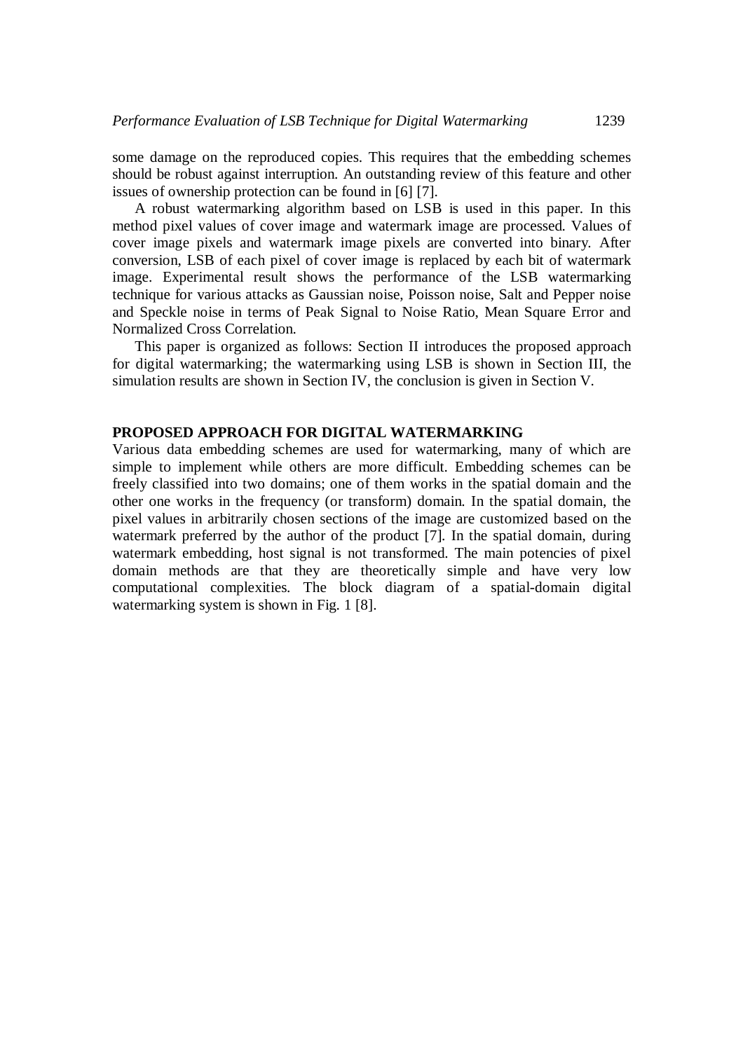some damage on the reproduced copies. This requires that the embedding schemes should be robust against interruption. An outstanding review of this feature and other issues of ownership protection can be found in [6] [7].

A robust watermarking algorithm based on LSB is used in this paper. In this method pixel values of cover image and watermark image are processed. Values of cover image pixels and watermark image pixels are converted into binary. After conversion, LSB of each pixel of cover image is replaced by each bit of watermark image. Experimental result shows the performance of the LSB watermarking technique for various attacks as Gaussian noise, Poisson noise, Salt and Pepper noise and Speckle noise in terms of Peak Signal to Noise Ratio, Mean Square Error and Normalized Cross Correlation.

This paper is organized as follows: Section II introduces the proposed approach for digital watermarking; the watermarking using LSB is shown in Section III, the simulation results are shown in Section IV, the conclusion is given in Section V.

## PROPOSED APPROACH FOR DIGITAL WATERMARKING

Various data embedding schemes are used for watermarking, many of which are simple to implement while others are more difficult. Embedding schemes can be freely classified into two domains; one of them works in the spatial domain and the other one works in the frequency (or transform) domain. In the spatial domain, the pixel values in arbitrarily chosen sections of the image are customized based on the watermark preferred by the author of the product [7]. In the spatial domain, during watermark embedding, host signal is not transformed. The main potencies of pixel domain methods are that they are theoretically simple and have very low computational complexities. The block diagram of a spatial-domain digital watermarking system is shown in Fig. 1 [8].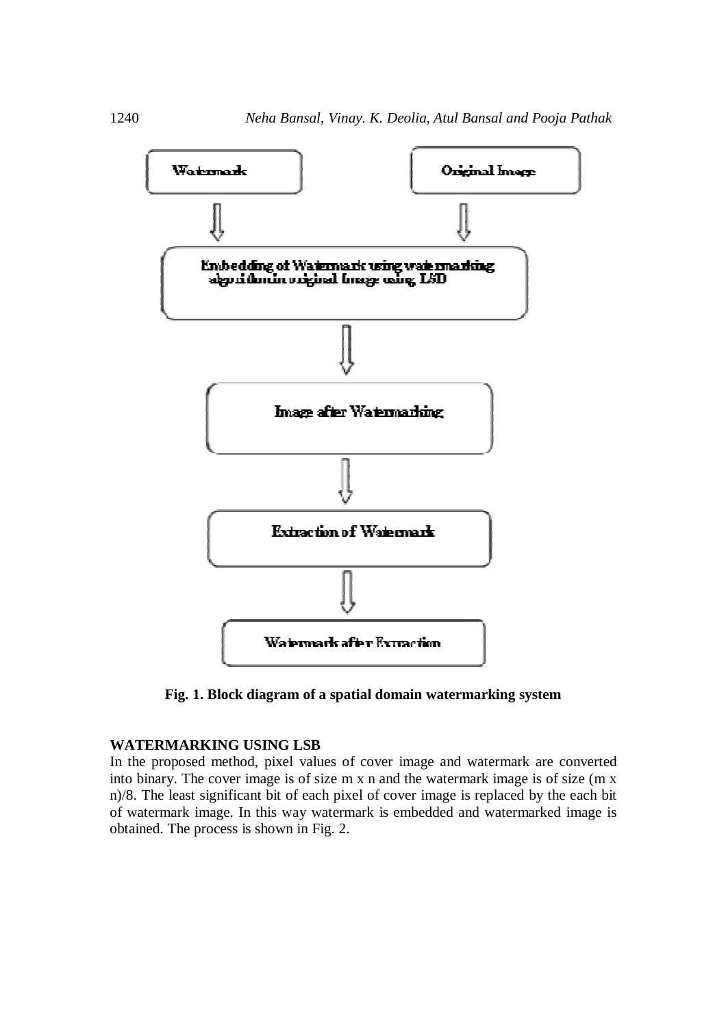Fig. 1. Block diagram of a spatial domain watermarking system

## WATERMARKING USING LSB

In the proposed method, pixel values of cover image and watermark are converted into binary. The cover image is of size m x n and the watermark image is of size (m x n)/8. The least significant bit of each pixel of cover image is replaced by the each bit of watermark image. In this way watermark is embedded and watermarked image is obtained. The process is shown in Fig. 2.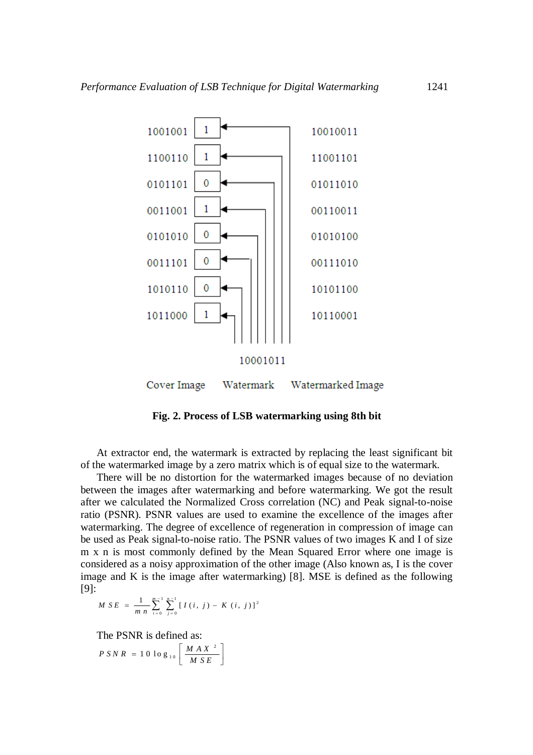**Fig. 2. Process of LSB watermarking using 8th bit**

At extractor end, the watermark is extracted by replacing the least significant bit of the watermarked image by a zero matrix which is of equal size to the watermark.

There will be no distortion for the watermarked images because of no deviation between the images after watermarking and before watermarking. We got the result after we calculated the Normalized Cross correlation (NC) and Peak signal-to-noise ratio (PSNR). PSNR values are used to examine the excellence of the images after watermarking. The degree of excellence of regeneration in compression of image can be used as Peak signal-to-noise ratio. The PSNR values of two images K and I of size m x n is most commonly defined by the Mean Squared Error where one image is considered as a noisy approximation of the other image (Also known as, I is the cover image and K is the image after watermarking) [8]. MSE is defined as the following [9]:

$$MSE = \frac{1}{mn}\sum_{i=0}^{m-1}\sum_{j=0}^{n-1}[I(i,j) - K(i,j)]^2$$

The PSNR is defined as:

$$PSNR = 10\log_{10}\left[\frac{MAX^2}{MSE}\right]$$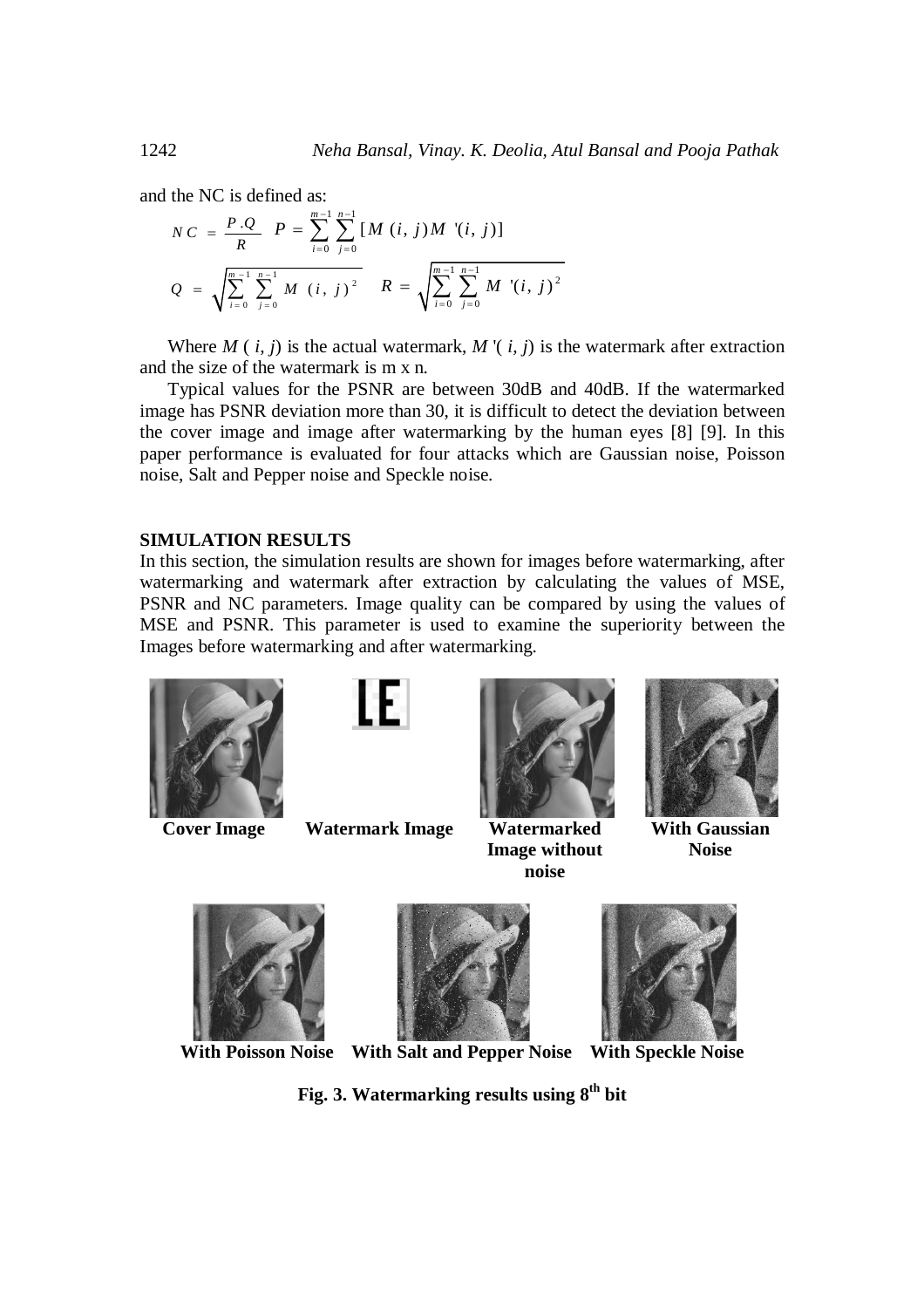and the NC is defined as:

$$NC = \frac{P.Q}{R} \quad P = \sum_{i=0}^{m-1} \sum_{j=0}^{n-1} [M(i,j) M'(i,j)]$$

$$Q = \sqrt{\sum_{i=0}^{m-1} \sum_{j=0}^{n-1} M(i,j)^2} \quad R = \sqrt{\sum_{i=0}^{m-1} \sum_{j=0}^{n-1} M'(i,j)^2}$$

Where $M(i, j)$ is the actual watermark, $M'(i, j)$ is the watermark after extraction and the size of the watermark is m x n.

Typical values for the PSNR are between 30dB and 40dB. If the watermarked image has PSNR deviation more than 30, it is difficult to detect the deviation between the cover image and image after watermarking by the human eyes [8] [9]. In this paper performance is evaluated for four attacks which are Gaussian noise, Poisson noise, Salt and Pepper noise and Speckle noise.

## SIMULATION RESULTS

In this section, the simulation results are shown for images before watermarking, after watermarking and watermark after extraction by calculating the values of MSE, PSNR and NC parameters. Image quality can be compared by using the values of MSE and PSNR. This parameter is used to examine the superiority between the Images before watermarking and after watermarking.

**Cover Image** **Watermark Image** **Watermarked Image without noise** **With Gaussian Noise**

**With Poisson Noise** **With Salt and Pepper Noise** **With Speckle Noise**

**Fig. 3. Watermarking results using 8th bit**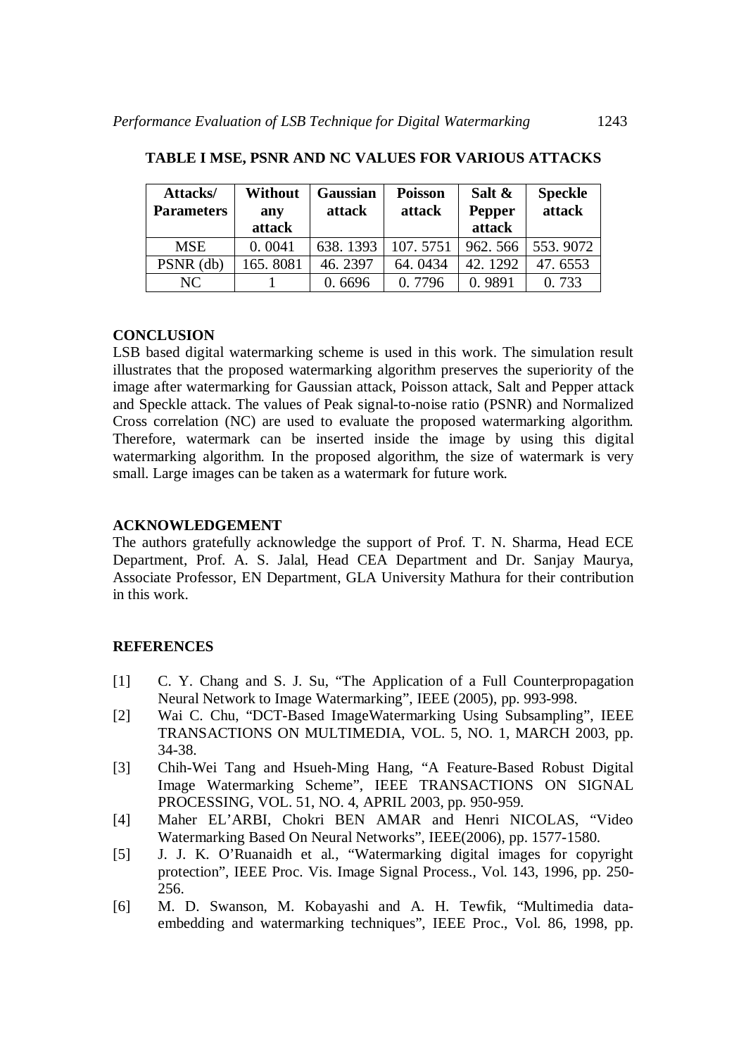**TABLE I MSE, PSNR AND NC VALUES FOR VARIOUS ATTACKS**

| Attacks/ Parameters | Without any attack | Gaussian attack | Poisson attack | Salt & Pepper attack | Speckle attack |
|---|---|---|---|---|---|
| MSE | 0. 0041 | 638. 1393 | 107. 5751 | 962. 566 | 553. 9072 |
| PSNR (db) | 165. 8081 | 46. 2397 | 64. 0434 | 42. 1292 | 47. 6553 |
| NC | 1 | 0. 6696 | 0. 7796 | 0. 9891 | 0. 733 |

## CONCLUSION

LSB based digital watermarking scheme is used in this work. The simulation result illustrates that the proposed watermarking algorithm preserves the superiority of the image after watermarking for Gaussian attack, Poisson attack, Salt and Pepper attack and Speckle attack. The values of Peak signal-to-noise ratio (PSNR) and Normalized Cross correlation (NC) are used to evaluate the proposed watermarking algorithm. Therefore, watermark can be inserted inside the image by using this digital watermarking algorithm. In the proposed algorithm, the size of watermark is very small. Large images can be taken as a watermark for future work.

## ACKNOWLEDGEMENT

The authors gratefully acknowledge the support of Prof. T. N. Sharma, Head ECE Department, Prof. A. S. Jalal, Head CEA Department and Dr. Sanjay Maurya, Associate Professor, EN Department, GLA University Mathura for their contribution in this work.

## REFERENCES

[1] C. Y. Chang and S. J. Su, "The Application of a Full Counterpropagation Neural Network to Image Watermarking", IEEE (2005), pp. 993-998.

[2] Wai C. Chu, "DCT-Based ImageWatermarking Using Subsampling", IEEE TRANSACTIONS ON MULTIMEDIA, VOL. 5, NO. 1, MARCH 2003, pp. 34-38.

[3] Chih-Wei Tang and Hsueh-Ming Hang, "A Feature-Based Robust Digital Image Watermarking Scheme", IEEE TRANSACTIONS ON SIGNAL PROCESSING, VOL. 51, NO. 4, APRIL 2003, pp. 950-959.

[4] Maher EL'ARBI, Chokri BEN AMAR and Henri NICOLAS, "Video Watermarking Based On Neural Networks", IEEE(2006), pp. 1577-1580.

[5] J. J. K. O'Ruanaidh et al., "Watermarking digital images for copyright protection", IEEE Proc. Vis. Image Signal Process., Vol. 143, 1996, pp. 250-256.

[6] M. D. Swanson, M. Kobayashi and A. H. Tewfik, "Multimedia data-embedding and watermarking techniques", IEEE Proc., Vol. 86, 1998, pp.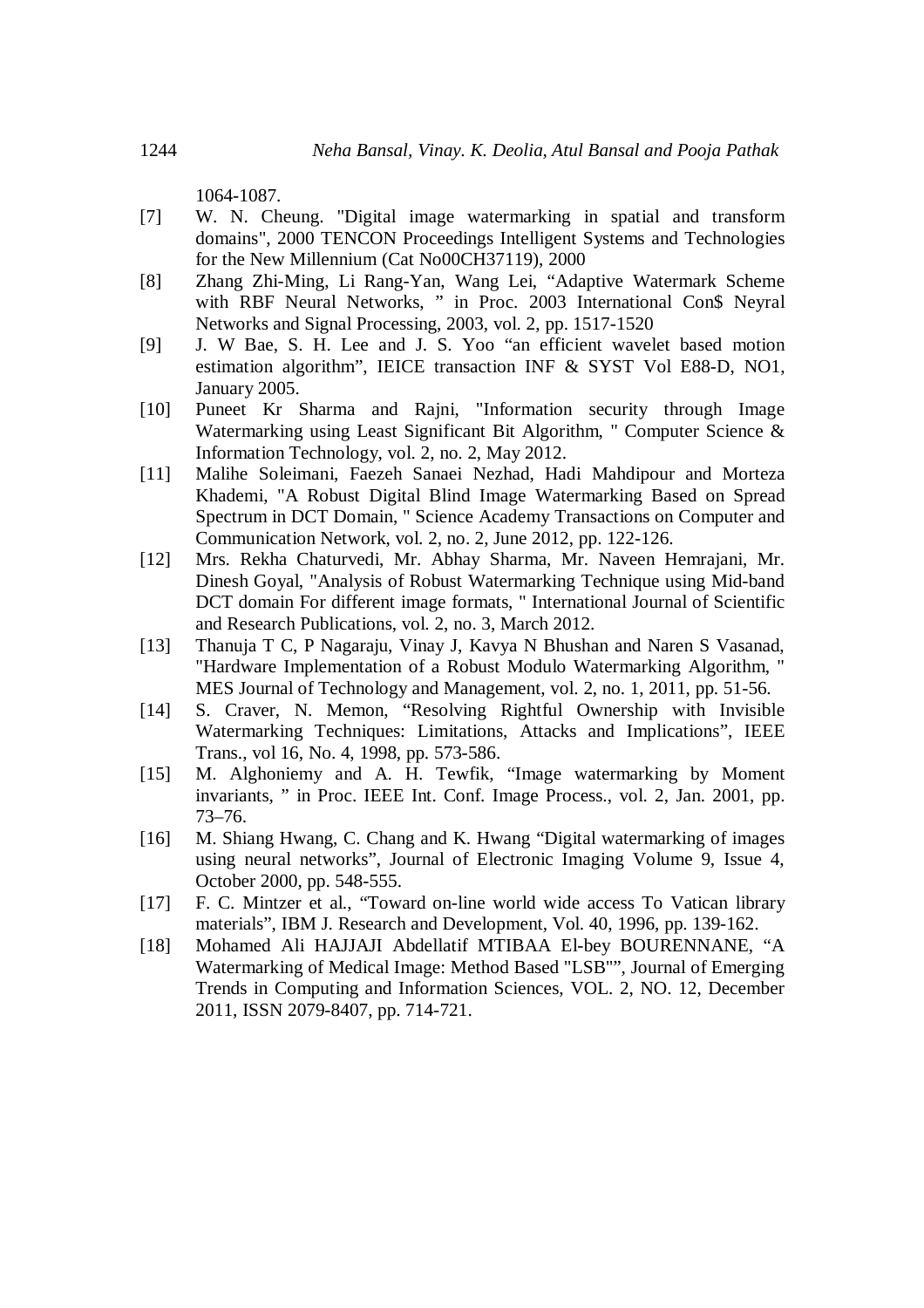1064-1087.

[7] W. N. Cheung. "Digital image watermarking in spatial and transform domains", 2000 TENCON Proceedings Intelligent Systems and Technologies for the New Millennium (Cat No00CH37119), 2000

[8] Zhang Zhi-Ming, Li Rang-Yan, Wang Lei, “Adaptive Watermark Scheme with RBF Neural Networks, ” in Proc. 2003 International Con$ Neyral Networks and Signal Processing, 2003, vol. 2, pp. 1517-1520

[9] J. W Bae, S. H. Lee and J. S. Yoo “an efficient wavelet based motion estimation algorithm”, IEICE transaction INF & SYST Vol E88-D, NO1, January 2005.

[10] Puneet Kr Sharma and Rajni, "Information security through Image Watermarking using Least Significant Bit Algorithm, " Computer Science & Information Technology, vol. 2, no. 2, May 2012.

[11] Malihe Soleimani, Faezeh Sanaei Nezhad, Hadi Mahdipour and Morteza Khademi, "A Robust Digital Blind Image Watermarking Based on Spread Spectrum in DCT Domain, " Science Academy Transactions on Computer and Communication Network, vol. 2, no. 2, June 2012, pp. 122-126.

[12] Mrs. Rekha Chaturvedi, Mr. Abhay Sharma, Mr. Naveen Hemrajani, Mr. Dinesh Goyal, "Analysis of Robust Watermarking Technique using Mid-band DCT domain For different image formats, " International Journal of Scientific and Research Publications, vol. 2, no. 3, March 2012.

[13] Thanuja T C, P Nagaraju, Vinay J, Kavya N Bhushan and Naren S Vasanad, "Hardware Implementation of a Robust Modulo Watermarking Algorithm, " MES Journal of Technology and Management, vol. 2, no. 1, 2011, pp. 51-56.

[14] S. Craver, N. Memon, “Resolving Rightful Ownership with Invisible Watermarking Techniques: Limitations, Attacks and Implications”, IEEE Trans., vol 16, No. 4, 1998, pp. 573-586.

[15] M. Alghoniemy and A. H. Tewfik, “Image watermarking by Moment invariants, ” in Proc. IEEE Int. Conf. Image Process., vol. 2, Jan. 2001, pp. 73–76.

[16] M. Shiang Hwang, C. Chang and K. Hwang “Digital watermarking of images using neural networks”, Journal of Electronic Imaging Volume 9, Issue 4, October 2000, pp. 548-555.

[17] F. C. Mintzer et al., “Toward on-line world wide access To Vatican library materials”, IBM J. Research and Development, Vol. 40, 1996, pp. 139-162.

[18] Mohamed Ali HAJJAJI Abdellatif MTIBAA El-bey BOURENNANE, “A Watermarking of Medical Image: Method Based "LSB"”, Journal of Emerging Trends in Computing and Information Sciences, VOL. 2, NO. 12, December 2011, ISSN 2079-8407, pp. 714-721.